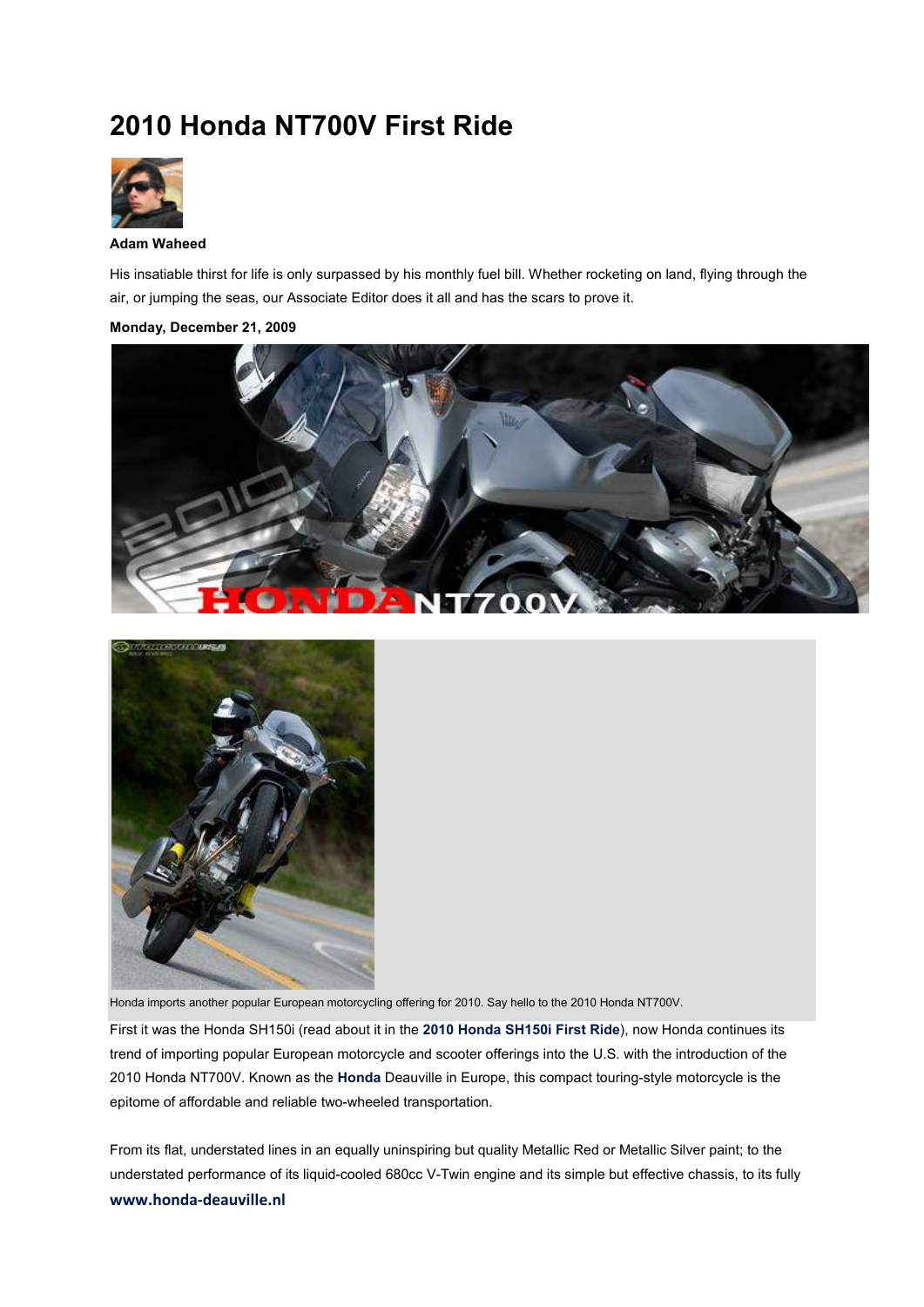# 2010 Honda NT700V First Ride

**Adam Waheed**

His insatiable thirst for life is only surpassed by his monthly fuel bill. Whether rocketing on land, flying through the air, or jumping the seas, our Associate Editor does it all and has the scars to prove it.

**Monday, December 21, 2009**

Honda imports another popular European motorcycling offering for 2010. Say hello to the 2010 Honda NT700V.

First it was the Honda SH150i (read about it in the **2010 Honda SH150i First Ride**), now Honda continues its trend of importing popular European motorcycle and scooter offerings into the U.S. with the introduction of the 2010 Honda NT700V. Known as the **Honda** Deauville in Europe, this compact touring-style motorcycle is the epitome of affordable and reliable two-wheeled transportation.

From its flat, understated lines in an equally uninspiring but quality Metallic Red or Metallic Silver paint; to the understated performance of its liquid-cooled 680cc V-Twin engine and its simple but effective chassis, to its fully

**www.honda-deauville.nl**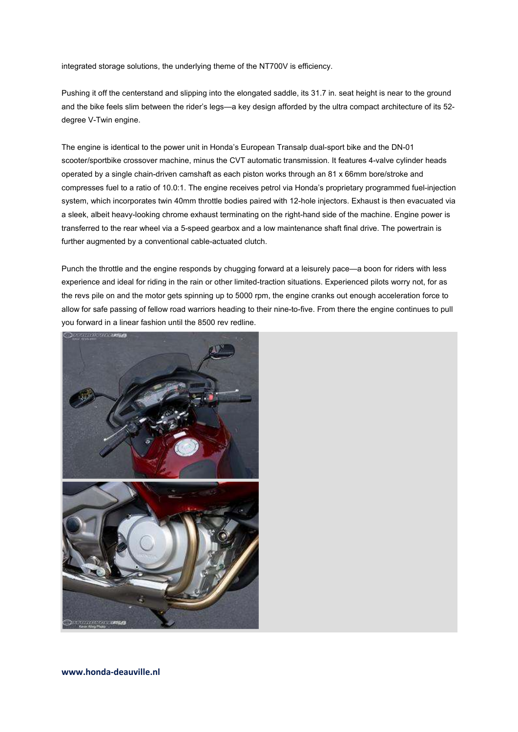integrated storage solutions, the underlying theme of the NT700V is efficiency.

Pushing it off the centerstand and slipping into the elongated saddle, its 31.7 in. seat height is near to the ground and the bike feels slim between the rider's legs—a key design afforded by the ultra compact architecture of its 52-degree V-Twin engine.

The engine is identical to the power unit in Honda's European Transalp dual-sport bike and the DN-01 scooter/sportbike crossover machine, minus the CVT automatic transmission. It features 4-valve cylinder heads operated by a single chain-driven camshaft as each piston works through an 81 x 66mm bore/stroke and compresses fuel to a ratio of 10.0:1. The engine receives petrol via Honda's proprietary programmed fuel-injection system, which incorporates twin 40mm throttle bodies paired with 12-hole injectors. Exhaust is then evacuated via a sleek, albeit heavy-looking chrome exhaust terminating on the right-hand side of the machine. Engine power is transferred to the rear wheel via a 5-speed gearbox and a low maintenance shaft final drive. The powertrain is further augmented by a conventional cable-actuated clutch.

Punch the throttle and the engine responds by chugging forward at a leisurely pace—a boon for riders with less experience and ideal for riding in the rain or other limited-traction situations. Experienced pilots worry not, for as the revs pile on and the motor gets spinning up to 5000 rpm, the engine cranks out enough acceleration force to allow for safe passing of fellow road warriors heading to their nine-to-five. From there the engine continues to pull you forward in a linear fashion until the 8500 rev redline.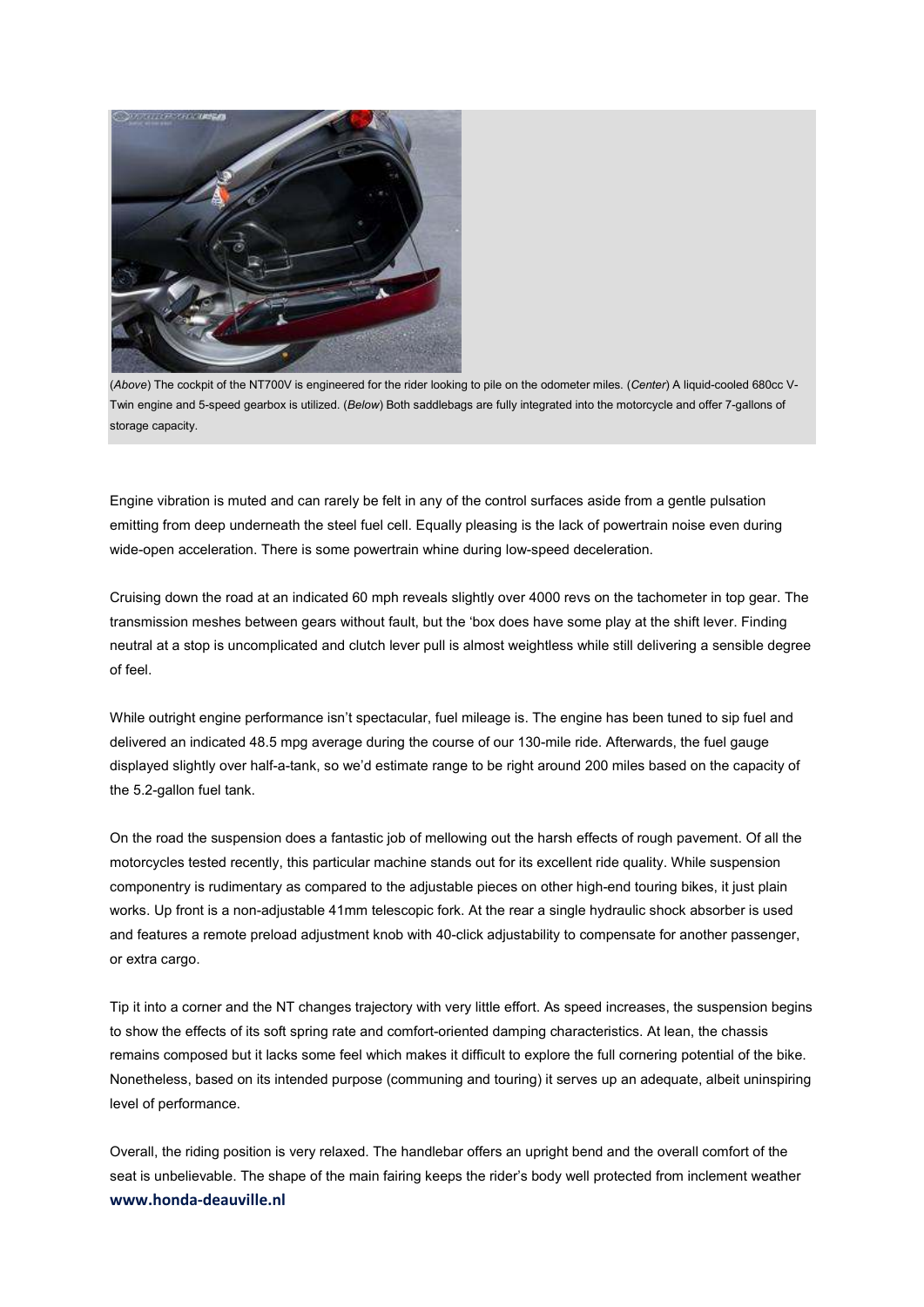(*Above*) The cockpit of the NT700V is engineered for the rider looking to pile on the odometer miles. (*Center*) A liquid-cooled 680cc V-Twin engine and 5-speed gearbox is utilized. (*Below*) Both saddlebags are fully integrated into the motorcycle and offer 7-gallons of storage capacity.

Engine vibration is muted and can rarely be felt in any of the control surfaces aside from a gentle pulsation emitting from deep underneath the steel fuel cell. Equally pleasing is the lack of powertrain noise even during wide-open acceleration. There is some powertrain whine during low-speed deceleration.

Cruising down the road at an indicated 60 mph reveals slightly over 4000 revs on the tachometer in top gear. The transmission meshes between gears without fault, but the 'box does have some play at the shift lever. Finding neutral at a stop is uncomplicated and clutch lever pull is almost weightless while still delivering a sensible degree of feel.

While outright engine performance isn't spectacular, fuel mileage is. The engine has been tuned to sip fuel and delivered an indicated 48.5 mpg average during the course of our 130-mile ride. Afterwards, the fuel gauge displayed slightly over half-a-tank, so we'd estimate range to be right around 200 miles based on the capacity of the 5.2-gallon fuel tank.

On the road the suspension does a fantastic job of mellowing out the harsh effects of rough pavement. Of all the motorcycles tested recently, this particular machine stands out for its excellent ride quality. While suspension componentry is rudimentary as compared to the adjustable pieces on other high-end touring bikes, it just plain works. Up front is a non-adjustable 41mm telescopic fork. At the rear a single hydraulic shock absorber is used and features a remote preload adjustment knob with 40-click adjustability to compensate for another passenger, or extra cargo.

Tip it into a corner and the NT changes trajectory with very little effort. As speed increases, the suspension begins to show the effects of its soft spring rate and comfort-oriented damping characteristics. At lean, the chassis remains composed but it lacks some feel which makes it difficult to explore the full cornering potential of the bike. Nonetheless, based on its intended purpose (communing and touring) it serves up an adequate, albeit uninspiring level of performance.

Overall, the riding position is very relaxed. The handlebar offers an upright bend and the overall comfort of the seat is unbelievable. The shape of the main fairing keeps the rider's body well protected from inclement weather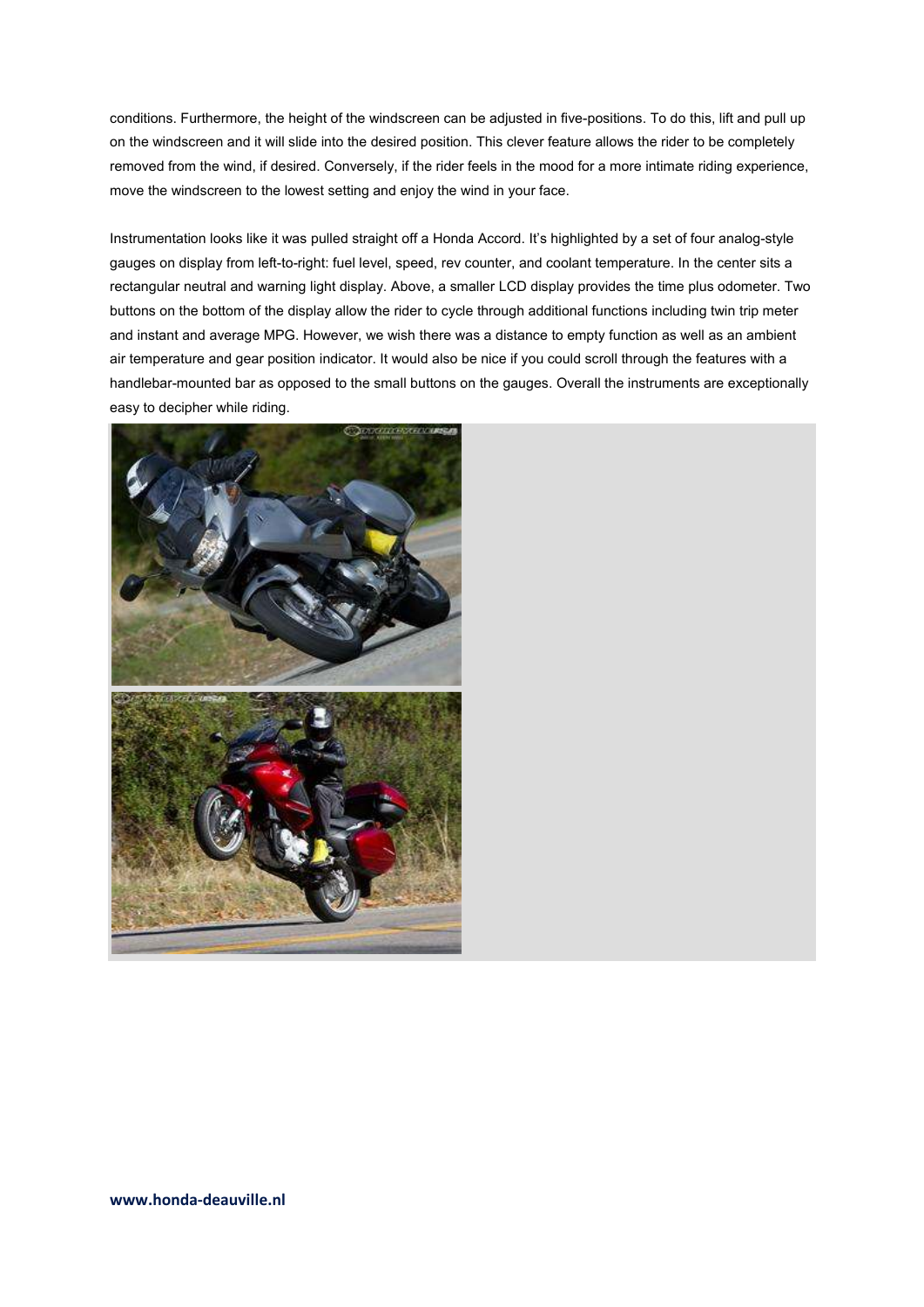conditions. Furthermore, the height of the windscreen can be adjusted in five-positions. To do this, lift and pull up on the windscreen and it will slide into the desired position. This clever feature allows the rider to be completely removed from the wind, if desired. Conversely, if the rider feels in the mood for a more intimate riding experience, move the windscreen to the lowest setting and enjoy the wind in your face.

Instrumentation looks like it was pulled straight off a Honda Accord. It's highlighted by a set of four analog-style gauges on display from left-to-right: fuel level, speed, rev counter, and coolant temperature. In the center sits a rectangular neutral and warning light display. Above, a smaller LCD display provides the time plus odometer. Two buttons on the bottom of the display allow the rider to cycle through additional functions including twin trip meter and instant and average MPG. However, we wish there was a distance to empty function as well as an ambient air temperature and gear position indicator. It would also be nice if you could scroll through the features with a handlebar-mounted bar as opposed to the small buttons on the gauges. Overall the instruments are exceptionally easy to decipher while riding.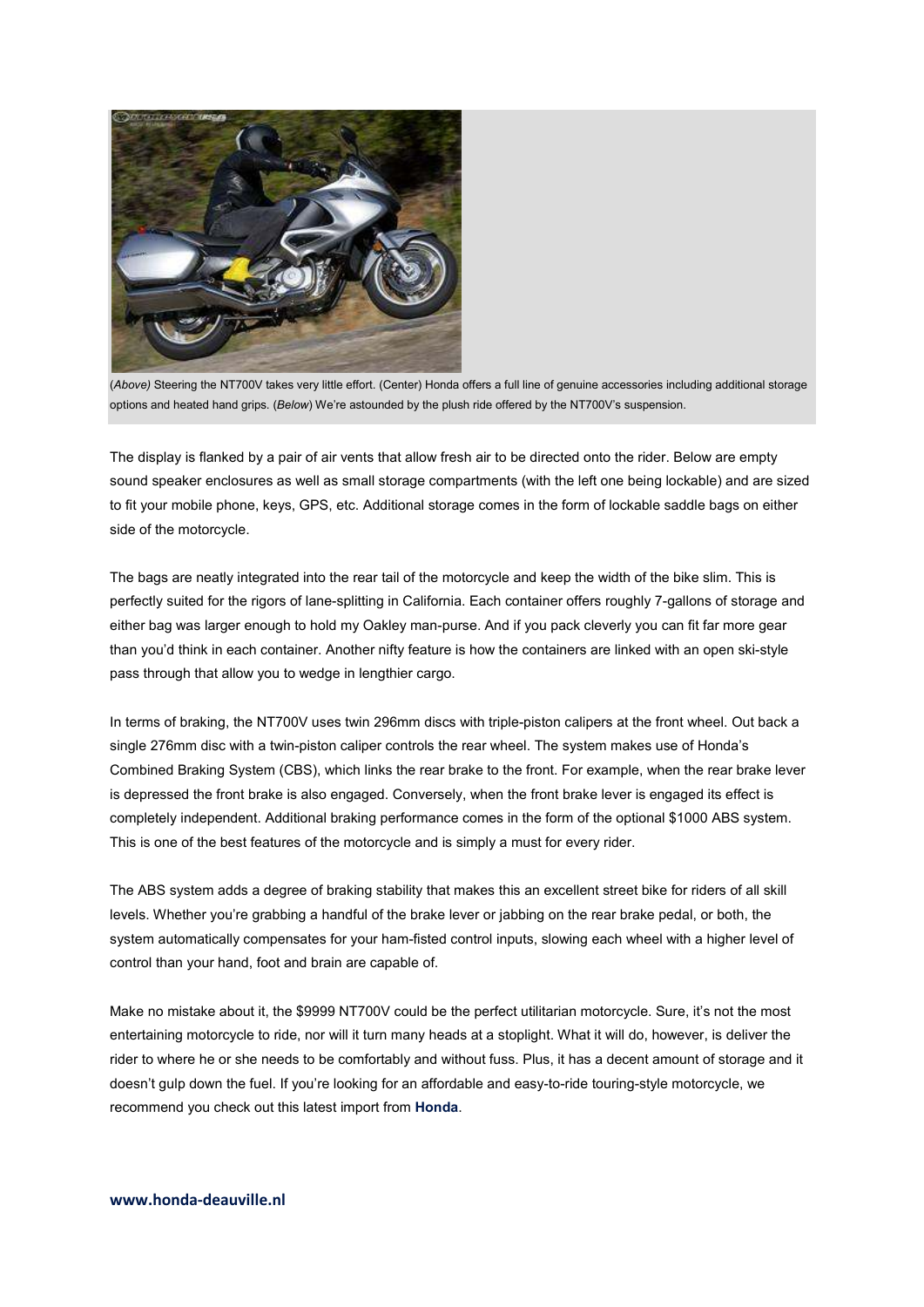(*Above)* Steering the NT700V takes very little effort. (Center) Honda offers a full line of genuine accessories including additional storage options and heated hand grips. (*Below*) We're astounded by the plush ride offered by the NT700V's suspension.

The display is flanked by a pair of air vents that allow fresh air to be directed onto the rider. Below are empty sound speaker enclosures as well as small storage compartments (with the left one being lockable) and are sized to fit your mobile phone, keys, GPS, etc. Additional storage comes in the form of lockable saddle bags on either side of the motorcycle.

The bags are neatly integrated into the rear tail of the motorcycle and keep the width of the bike slim. This is perfectly suited for the rigors of lane-splitting in California. Each container offers roughly 7-gallons of storage and either bag was larger enough to hold my Oakley man-purse. And if you pack cleverly you can fit far more gear than you'd think in each container. Another nifty feature is how the containers are linked with an open ski-style pass through that allow you to wedge in lengthier cargo.

In terms of braking, the NT700V uses twin 296mm discs with triple-piston calipers at the front wheel. Out back a single 276mm disc with a twin-piston caliper controls the rear wheel. The system makes use of Honda's Combined Braking System (CBS), which links the rear brake to the front. For example, when the rear brake lever is depressed the front brake is also engaged. Conversely, when the front brake lever is engaged its effect is completely independent. Additional braking performance comes in the form of the optional $1000 ABS system. This is one of the best features of the motorcycle and is simply a must for every rider.

The ABS system adds a degree of braking stability that makes this an excellent street bike for riders of all skill levels. Whether you're grabbing a handful of the brake lever or jabbing on the rear brake pedal, or both, the system automatically compensates for your ham-fisted control inputs, slowing each wheel with a higher level of control than your hand, foot and brain are capable of.

Make no mistake about it, the $9999 NT700V could be the perfect utilitarian motorcycle. Sure, it's not the most entertaining motorcycle to ride, nor will it turn many heads at a stoplight. What it will do, however, is deliver the rider to where he or she needs to be comfortably and without fuss. Plus, it has a decent amount of storage and it doesn't gulp down the fuel. If you're looking for an affordable and easy-to-ride touring-style motorcycle, we recommend you check out this latest import from **Honda**.